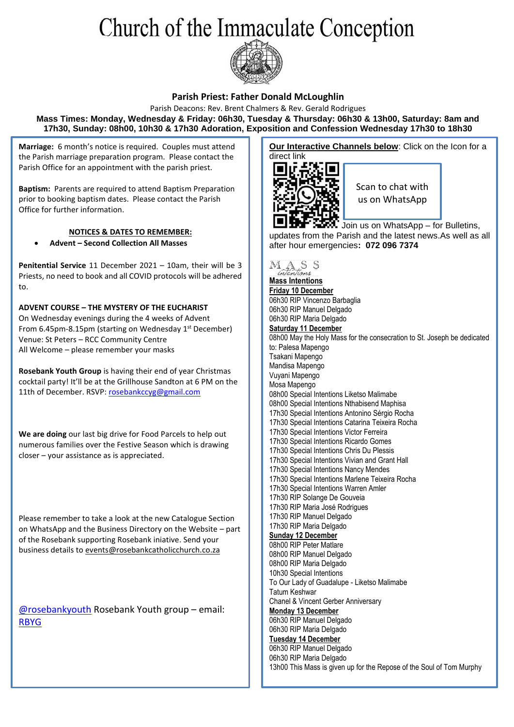# Church of the Immaculate Conception

**Parish Priest: Father Donald McLoughlin**

Parish Deacons: Rev. Brent Chalmers & Rev. Gerald Rodrigues

**Mass Times: Monday, Wednesday & Friday: 06h30, Tuesday & Thursday: 06h30 & 13h00, Saturday: 8am and 17h30, Sunday: 08h00, 10h30 & 17h30 Adoration, Exposition and Confession Wednesday 17h30 to 18h30**

**Marriage:** 6 month's notice is required. Couples must attend the Parish marriage preparation program. Please contact the Parish Office for an appointment with the parish priest.

**Baptism:** Parents are required to attend Baptism Preparation prior to booking baptism dates. Please contact the Parish Office for further information.

**NOTICES & DATES TO REMEMBER:**

- **Advent – Second Collection All Masses**

**Penitential Service** 11 December 2021 – 10am, their will be 3 Priests, no need to book and all COVID protocols will be adhered to.

**ADVENT COURSE – THE MYSTERY OF THE EUCHARIST**
On Wednesday evenings during the 4 weeks of Advent
From 6.45pm-8.15pm (starting on Wednesday 1st December)
Venue: St Peters – RCC Community Centre
All Welcome – please remember your masks

**Rosebank Youth Group** is having their end of year Christmas cocktail party! It'll be at the Grillhouse Sandton at 6 PM on the 11th of December. RSVP: rosebankccyg@gmail.com

**We are doing** our last big drive for Food Parcels to help out numerous families over the Festive Season which is drawing closer – your assistance as is appreciated.

Please remember to take a look at the new Catalogue Section on WhatsApp and the Business Directory on the Website – part of the Rosebank supporting Rosebank iniative. Send your business details to events@rosebankcatholicchurch.co.za

@rosebankyouth Rosebank Youth group – email: RBYG

**Our Interactive Channels below**: Click on the Icon for a direct link

Scan to chat with us on WhatsApp

Join us on WhatsApp – for Bulletins, updates from the Parish and the latest news.As well as all after hour emergencies**: 072 096 7374**

MASS intentions

**Mass Intentions**

**Friday 10 December**
06h30 RIP Vincenzo Barbaglia
06h30 RIP Manuel Delgado
06h30 RIP Maria Delgado

**Saturday 11 December**
08h00 May the Holy Mass for the consecration to St. Joseph be dedicated to: Palesa Mapengo
Tsakani Mapengo
Mandisa Mapengo
Vuyani Mapengo
Mosa Mapengo
08h00 Special Intentions Liketso Malimabe
08h00 Special Intentions Nthabisend Maphisa
17h30 Special Intentions Antonino Sérgio Rocha
17h30 Special Intentions Catarina Teixeira Rocha
17h30 Special Intentions Victor Ferreira
17h30 Special Intentions Ricardo Gomes
17h30 Special Intentions Chris Du Plessis
17h30 Special Intentions Vivian and Grant Hall
17h30 Special Intentions Nancy Mendes
17h30 Special Intentions Marlene Teixeira Rocha
17h30 Special Intentions Warren Amler
17h30 RIP Solange De Gouveia
17h30 RIP Maria José Rodrigues
17h30 RIP Manuel Delgado
17h30 RIP Maria Delgado

**Sunday 12 December**
08h00 RIP Peter Matlare
08h00 RIP Manuel Delgado
08h00 RIP Maria Delgado
10h30 Special Intentions
To Our Lady of Guadalupe - Liketso Malimabe
Tatum Keshwar
Chanel & Vincent Gerber Anniversary

**Monday 13 December**
06h30 RIP Manuel Delgado
06h30 RIP Maria Delgado

**Tuesday 14 December**
06h30 RIP Manuel Delgado
06h30 RIP Maria Delgado
13h00 This Mass is given up for the Repose of the Soul of Tom Murphy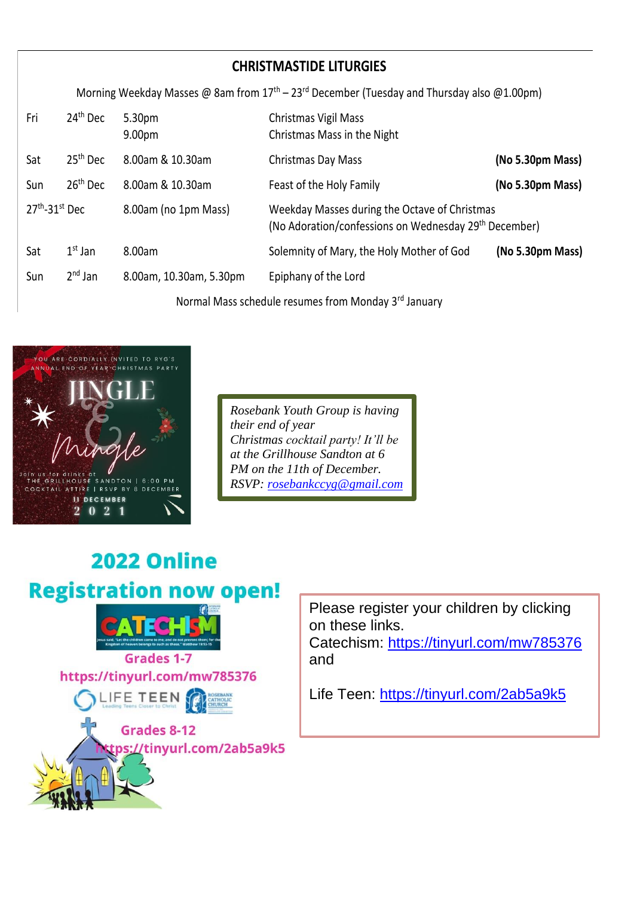## CHRISTMASTIDE LITURGIES

Morning Weekday Masses @ 8am from 17th – 23rd December (Tuesday and Thursday also @1.00pm)

| | | | | |
|---|---|---|---|---|
| Fri | 24th Dec | 5.30pm<br>9.00pm | Christmas Vigil Mass<br>Christmas Mass in the Night | |
| Sat | 25th Dec | 8.00am & 10.30am | Christmas Day Mass | **(No 5.30pm Mass)** |
| Sun | 26th Dec | 8.00am & 10.30am | Feast of the Holy Family | **(No 5.30pm Mass)** |
| 27th-31st Dec | | 8.00am (no 1pm Mass) | Weekday Masses during the Octave of Christmas<br>(No Adoration/confessions on Wednesday 29th December) | |
| Sat | 1st Jan | 8.00am | Solemnity of Mary, the Holy Mother of God | **(No 5.30pm Mass)** |
| Sun | 2nd Jan | 8.00am, 10.30am, 5.30pm | Epiphany of the Lord | |

Normal Mass schedule resumes from Monday 3rd January

YOU ARE CORDIALLY INVITED TO RYG'S ANNUAL END OF YEAR CHRISTMAS PARTY

JINGLE & Mingle

Join us for drinks at THE GRILLHOUSE SANDTON | 6:00 PM
COCKTAIL ATTIRE | RSVP BY 8 DECEMBER
11 DECEMBER
2021

*Rosebank Youth Group is having their end of year Christmas cocktail party! It'll be at the Grillhouse Sandton at 6 PM on the 11th of December.*
*RSVP: rosebankccyg@gmail.com*

## 2022 Online Registration now open!

CATECHISM
Grades 1-7
https://tinyurl.com/mw785376

LIFE TEEN
Grades 8-12
https://tinyurl.com/2ab5a9k5

Please register your children by clicking on these links.
Catechism: https://tinyurl.com/mw785376
and

Life Teen: https://tinyurl.com/2ab5a9k5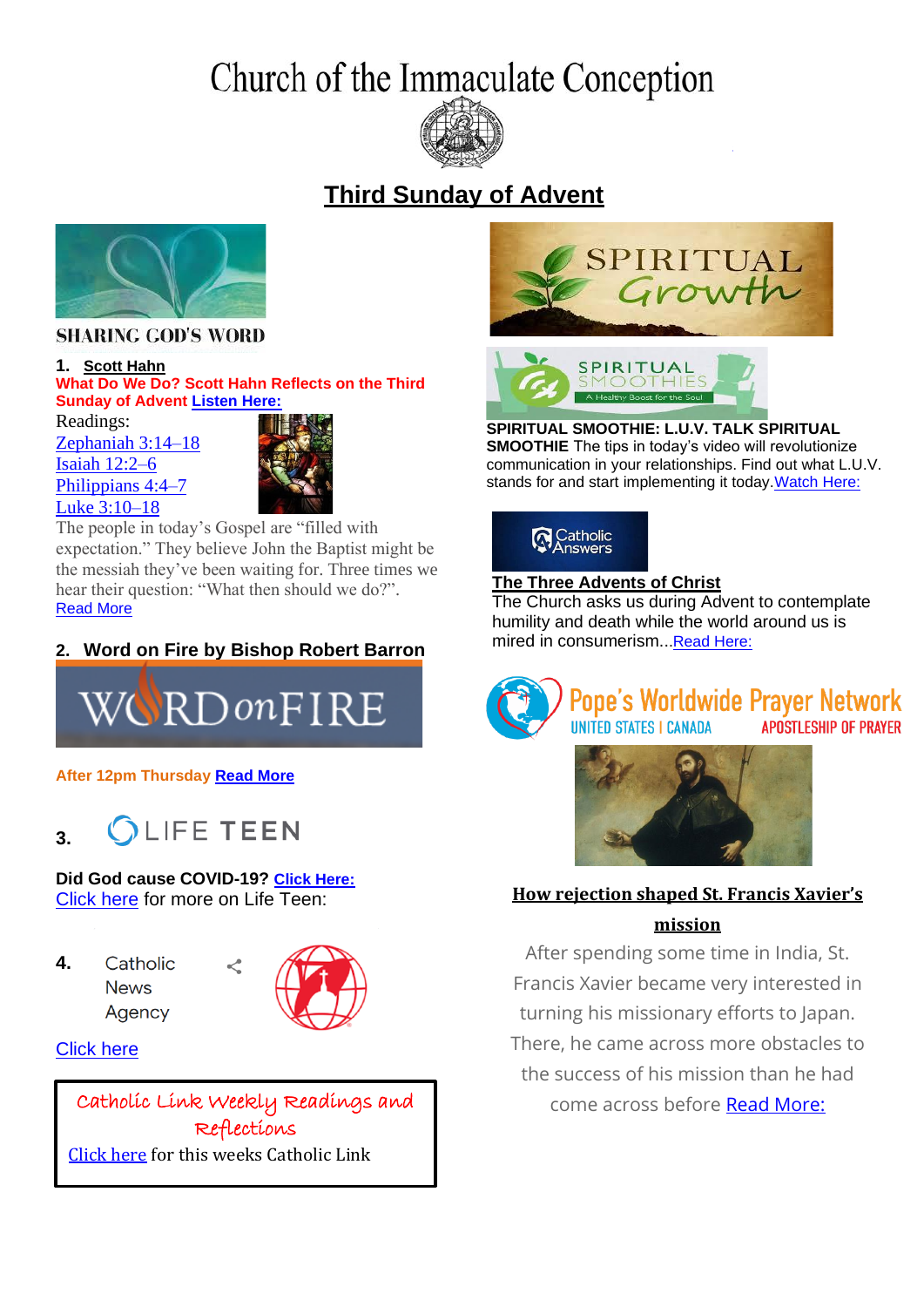# Church of the Immaculate Conception

## Third Sunday of Advent

### SHARING GOD'S WORD

1. **Scott Hahn**

**What Do We Do? Scott Hahn Reflects on the Third Sunday of Advent** Listen Here:

Readings:
Zephaniah 3:14–18
Isaiah 12:2–6
Philippians 4:4–7
Luke 3:10–18

The people in today's Gospel are "filled with expectation." They believe John the Baptist might be the messiah they've been waiting for. Three times we hear their question: "What then should we do?". Read More

2. **Word on Fire by Bishop Robert Barron**

WORDonFIRE

**After 12pm Thursday** Read More

3. LIFE TEEN

**Did God cause COVID-19?** Click Here:
Click here for more on Life Teen:

4. Catholic News Agency

Click here

**Catholic Link Weekly Readings and Reflections**

Click here for this weeks Catholic Link

SPIRITUAL Growth

SPIRITUAL SMOOTHIES — A Healthy Boost for the Soul

**SPIRITUAL SMOOTHIE: L.U.V. TALK SPIRITUAL SMOOTHIE** The tips in today's video will revolutionize communication in your relationships. Find out what L.U.V. stands for and start implementing it today. Watch Here:

Catholic Answers

**The Three Advents of Christ**
The Church asks us during Advent to contemplate humility and death while the world around us is mired in consumerism... Read Here:

Pope's Worldwide Prayer Network
UNITED STATES | CANADA — APOSTLESHIP OF PRAYER

**How rejection shaped St. Francis Xavier's mission**

After spending some time in India, St. Francis Xavier became very interested in turning his missionary efforts to Japan. There, he came across more obstacles to the success of his mission than he had come across before Read More: